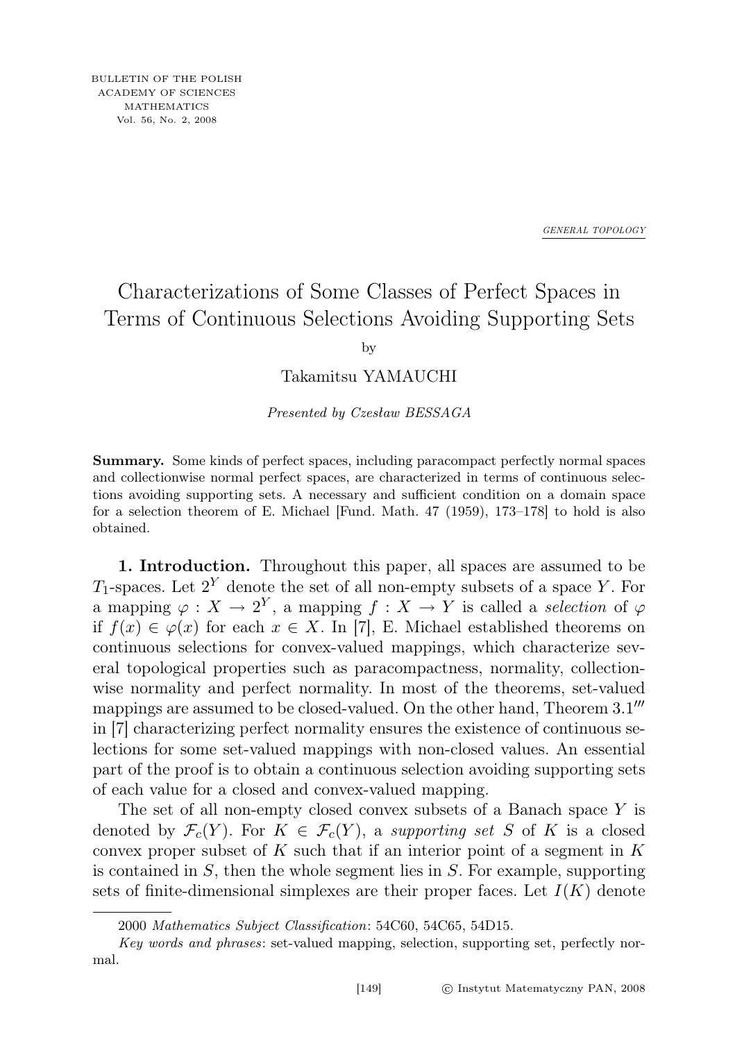BULLETIN OF THE POLISH ACADEMY OF SCIENCES MATHEMATICS Vol. 56, No. 2, 2008

GENERAL TOPOLOGY

# Characterizations of Some Classes of Perfect Spaces in Terms of Continuous Selections Avoiding Supporting Sets

by

Takamitsu YAMAUCHI

*Presented by Czesław BESSAGA*

**Summary.** Some kinds of perfect spaces, including paracompact perfectly normal spaces and collectionwise normal perfect spaces, are characterized in terms of continuous selections avoiding supporting sets. A necessary and sufficient condition on a domain space for a selection theorem of E. Michael [Fund. Math. 47 (1959), 173–178] to hold is also obtained.

**1. Introduction.** Throughout this paper, all spaces are assumed to be $T_1$-spaces. Let $2^Y$ denote the set of all non-empty subsets of a space $Y$. For a mapping $\varphi : X \to 2^Y$, a mapping $f : X \to Y$ is called a *selection* of $\varphi$ if $f(x) \in \varphi(x)$ for each $x \in X$. In [7], E. Michael established theorems on continuous selections for convex-valued mappings, which characterize several topological properties such as paracompactness, normality, collectionwise normality and perfect normality. In most of the theorems, set-valued mappings are assumed to be closed-valued. On the other hand, Theorem 3.1$'''$ in [7] characterizing perfect normality ensures the existence of continuous selections for some set-valued mappings with non-closed values. An essential part of the proof is to obtain a continuous selection avoiding supporting sets of each value for a closed and convex-valued mapping.

The set of all non-empty closed convex subsets of a Banach space $Y$ is denoted by $\mathcal{F}_c(Y)$. For $K \in \mathcal{F}_c(Y)$, a *supporting set* $S$ of $K$ is a closed convex proper subset of $K$ such that if an interior point of a segment in $K$ is contained in $S$, then the whole segment lies in $S$. For example, supporting sets of finite-dimensional simplexes are their proper faces. Let $I(K)$ denote

2000 *Mathematics Subject Classification*: 54C60, 54C65, 54D15.

*Key words and phrases*: set-valued mapping, selection, supporting set, perfectly normal.

© Instytut Matematyczny PAN, 2008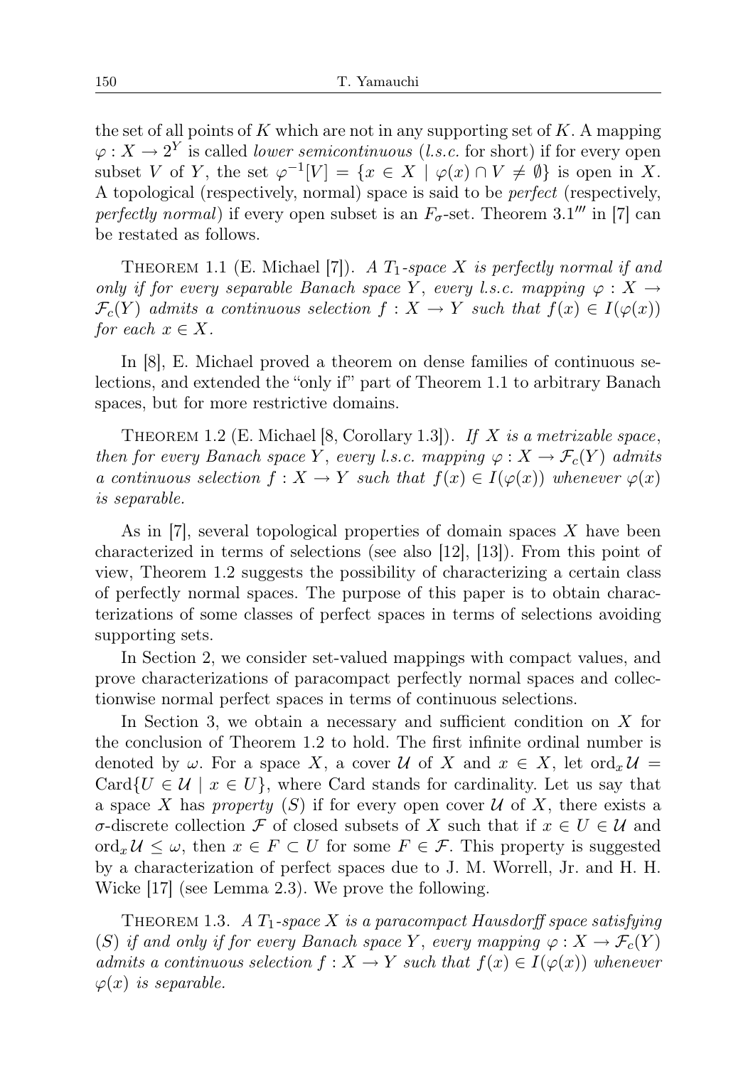the set of all points of $K$ which are not in any supporting set of $K$. A mapping $\varphi : X \to 2^Y$ is called *lower semicontinuous* (*l.s.c.* for short) if for every open subset $V$ of $Y$, the set $\varphi^{-1}[V] = \{x \in X \mid \varphi(x) \cap V \neq \emptyset\}$ is open in $X$. A topological (respectively, normal) space is said to be *perfect* (respectively, *perfectly normal*) if every open subset is an $F_\sigma$-set. Theorem 3.1‴ in [7] can be restated as follows.

Theorem 1.1 (E. Michael [7]). *A $T_1$-space $X$ is perfectly normal if and only if for every separable Banach space $Y$, every l.s.c. mapping $\varphi : X \to \mathcal{F}_c(Y)$ admits a continuous selection $f : X \to Y$ such that $f(x) \in I(\varphi(x))$ for each $x \in X$.*

In [8], E. Michael proved a theorem on dense families of continuous selections, and extended the "only if" part of Theorem 1.1 to arbitrary Banach spaces, but for more restrictive domains.

Theorem 1.2 (E. Michael [8, Corollary 1.3]). *If $X$ is a metrizable space, then for every Banach space $Y$, every l.s.c. mapping $\varphi : X \to \mathcal{F}_c(Y)$ admits a continuous selection $f : X \to Y$ such that $f(x) \in I(\varphi(x))$ whenever $\varphi(x)$ is separable.*

As in [7], several topological properties of domain spaces $X$ have been characterized in terms of selections (see also [12], [13]). From this point of view, Theorem 1.2 suggests the possibility of characterizing a certain class of perfectly normal spaces. The purpose of this paper is to obtain characterizations of some classes of perfect spaces in terms of selections avoiding supporting sets.

In Section 2, we consider set-valued mappings with compact values, and prove characterizations of paracompact perfectly normal spaces and collectionwise normal perfect spaces in terms of continuous selections.

In Section 3, we obtain a necessary and sufficient condition on $X$ for the conclusion of Theorem 1.2 to hold. The first infinite ordinal number is denoted by $\omega$. For a space $X$, a cover $\mathcal{U}$ of $X$ and $x \in X$, let $\mathrm{ord}_x \mathcal{U} = \mathrm{Card}\{U \in \mathcal{U} \mid x \in U\}$, where Card stands for cardinality. Let us say that a space $X$ has *property* $(S)$ if for every open cover $\mathcal{U}$ of $X$, there exists a $\sigma$-discrete collection $\mathcal{F}$ of closed subsets of $X$ such that if $x \in U \in \mathcal{U}$ and $\mathrm{ord}_x \mathcal{U} \leq \omega$, then $x \in F \subset U$ for some $F \in \mathcal{F}$. This property is suggested by a characterization of perfect spaces due to J. M. Worrell, Jr. and H. H. Wicke [17] (see Lemma 2.3). We prove the following.

Theorem 1.3. *A $T_1$-space $X$ is a paracompact Hausdorff space satisfying $(S)$ if and only if for every Banach space $Y$, every mapping $\varphi : X \to \mathcal{F}_c(Y)$ admits a continuous selection $f : X \to Y$ such that $f(x) \in I(\varphi(x))$ whenever $\varphi(x)$ is separable.*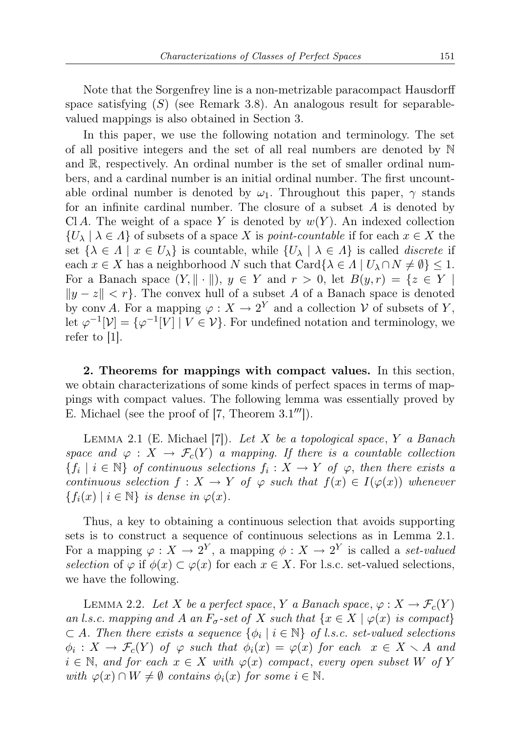Note that the Sorgenfrey line is a non-metrizable paracompact Hausdorff space satisfying $(S)$ (see Remark 3.8). An analogous result for separable-valued mappings is also obtained in Section 3.

In this paper, we use the following notation and terminology. The set of all positive integers and the set of all real numbers are denoted by $\mathbb{N}$ and $\mathbb{R}$, respectively. An ordinal number is the set of smaller ordinal numbers, and a cardinal number is an initial ordinal number. The first uncountable ordinal number is denoted by $\omega_1$. Throughout this paper, $\gamma$ stands for an infinite cardinal number. The closure of a subset $A$ is denoted by $\operatorname{Cl} A$. The weight of a space $Y$ is denoted by $w(Y)$. An indexed collection $\{U_\lambda \mid \lambda \in \Lambda\}$ of subsets of a space $X$ is *point-countable* if for each $x \in X$ the set $\{\lambda \in \Lambda \mid x \in U_\lambda\}$ is countable, while $\{U_\lambda \mid \lambda \in \Lambda\}$ is called *discrete* if each $x \in X$ has a neighborhood $N$ such that $\operatorname{Card}\{\lambda \in \Lambda \mid U_\lambda \cap N \neq \emptyset\} \leq 1$. For a Banach space $(Y, \|\cdot\|)$, $y \in Y$ and $r > 0$, let $B(y,r) = \{z \in Y \mid \|y - z\| < r\}$. The convex hull of a subset $A$ of a Banach space is denoted by $\operatorname{conv} A$. For a mapping $\varphi : X \to 2^Y$ and a collection $\mathcal{V}$ of subsets of $Y$, let $\varphi^{-1}[\mathcal{V}] = \{\varphi^{-1}[V] \mid V \in \mathcal{V}\}$. For undefined notation and terminology, we refer to [1].

**2. Theorems for mappings with compact values.** In this section, we obtain characterizations of some kinds of perfect spaces in terms of mappings with compact values. The following lemma was essentially proved by E. Michael (see the proof of [7, Theorem 3.1‴]).

LEMMA 2.1 (E. Michael [7]). *Let $X$ be a topological space, $Y$ a Banach space and $\varphi : X \to \mathcal{F}_c(Y)$ a mapping. If there is a countable collection $\{f_i \mid i \in \mathbb{N}\}$ of continuous selections $f_i : X \to Y$ of $\varphi$, then there exists a continuous selection $f : X \to Y$ of $\varphi$ such that $f(x) \in I(\varphi(x))$ whenever $\{f_i(x) \mid i \in \mathbb{N}\}$ is dense in $\varphi(x)$.*

Thus, a key to obtaining a continuous selection that avoids supporting sets is to construct a sequence of continuous selections as in Lemma 2.1. For a mapping $\varphi : X \to 2^Y$, a mapping $\phi : X \to 2^Y$ is called a *set-valued selection* of $\varphi$ if $\phi(x) \subset \varphi(x)$ for each $x \in X$. For l.s.c. set-valued selections, we have the following.

LEMMA 2.2. *Let $X$ be a perfect space, $Y$ a Banach space, $\varphi : X \to \mathcal{F}_c(Y)$ an l.s.c. mapping and $A$ an $F_\sigma$-set of $X$ such that $\{x \in X \mid \varphi(x)$ is compact$\}$ $\subset A$. Then there exists a sequence $\{\phi_i \mid i \in \mathbb{N}\}$ of l.s.c. set-valued selections $\phi_i : X \to \mathcal{F}_c(Y)$ of $\varphi$ such that $\phi_i(x) = \varphi(x)$ for each $x \in X \setminus A$ and $i \in \mathbb{N}$, and for each $x \in X$ with $\varphi(x)$ compact, every open subset $W$ of $Y$ with $\varphi(x) \cap W \neq \emptyset$ contains $\phi_i(x)$ for some $i \in \mathbb{N}$.*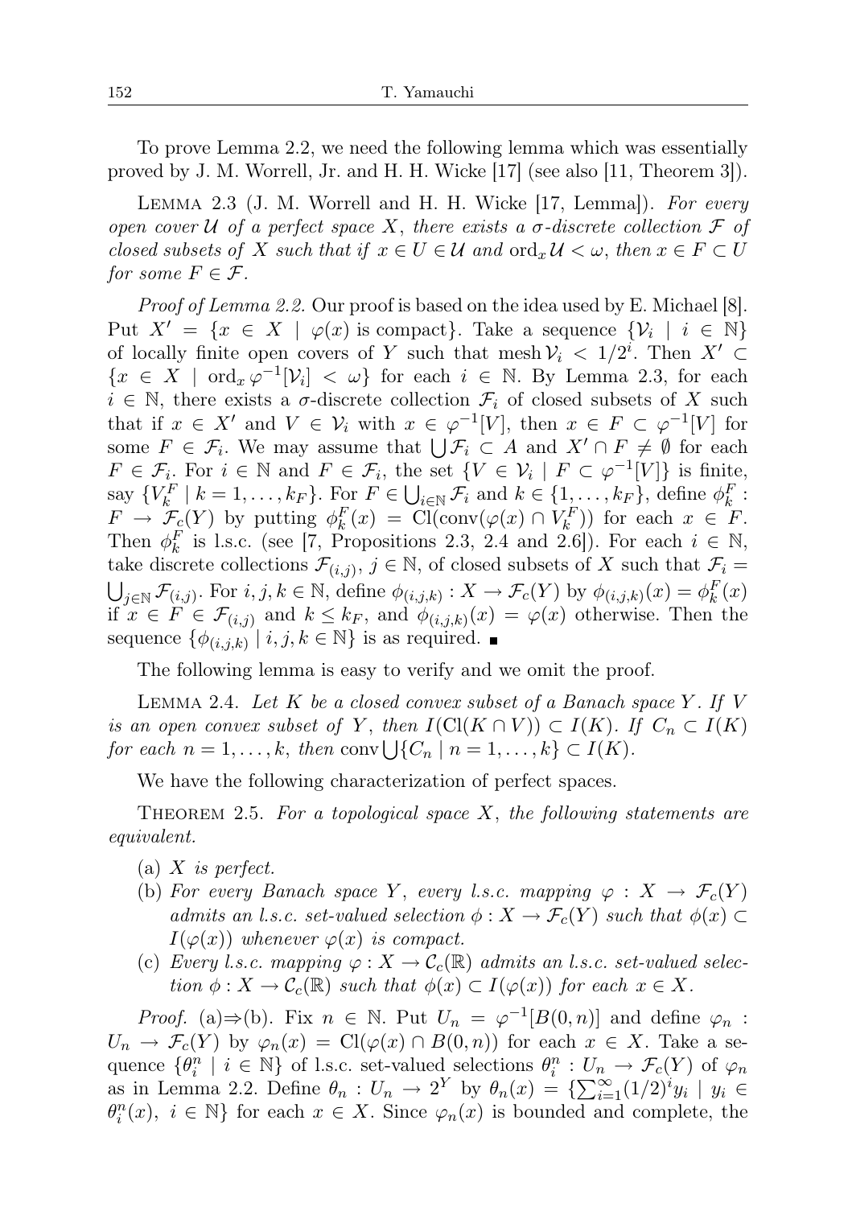To prove Lemma 2.2, we need the following lemma which was essentially proved by J. M. Worrell, Jr. and H. H. Wicke [17] (see also [11, Theorem 3]).

Lemma 2.3 (J. M. Worrell and H. H. Wicke [17, Lemma]). *For every open cover $\mathcal{U}$ of a perfect space $X$, there exists a $\sigma$-discrete collection $\mathcal{F}$ of closed subsets of $X$ such that if $x \in U \in \mathcal{U}$ and $\operatorname{ord}_x \mathcal{U} < \omega$, then $x \in F \subset U$ for some $F \in \mathcal{F}$.*

*Proof of Lemma 2.2.* Our proof is based on the idea used by E. Michael [8]. Put $X' = \{x \in X \mid \varphi(x) \text{ is compact}\}$. Take a sequence $\{\mathcal{V}_i \mid i \in \mathbb{N}\}$ of locally finite open covers of $Y$ such that $\operatorname{mesh} \mathcal{V}_i < 1/2^i$. Then $X' \subset \{x \in X \mid \operatorname{ord}_x \varphi^{-1}[\mathcal{V}_i] < \omega\}$ for each $i \in \mathbb{N}$. By Lemma 2.3, for each $i \in \mathbb{N}$, there exists a $\sigma$-discrete collection $\mathcal{F}_i$ of closed subsets of $X$ such that if $x \in X'$ and $V \in \mathcal{V}_i$ with $x \in \varphi^{-1}[V]$, then $x \in F \subset \varphi^{-1}[V]$ for some $F \in \mathcal{F}_i$. We may assume that $\bigcup \mathcal{F}_i \subset A$ and $X' \cap F \neq \emptyset$ for each $F \in \mathcal{F}_i$. For $i \in \mathbb{N}$ and $F \in \mathcal{F}_i$, the set $\{V \in \mathcal{V}_i \mid F \subset \varphi^{-1}[V]\}$ is finite, say $\{V_k^F \mid k = 1, \ldots, k_F\}$. For $F \in \bigcup_{i \in \mathbb{N}} \mathcal{F}_i$ and $k \in \{1, \ldots, k_F\}$, define $\phi_k^F : F \to \mathcal{F}_c(Y)$ by putting $\phi_k^F(x) = \operatorname{Cl}(\operatorname{conv}(\varphi(x) \cap V_k^F))$ for each $x \in F$. Then $\phi_k^F$ is l.s.c. (see [7, Propositions 2.3, 2.4 and 2.6]). For each $i \in \mathbb{N}$, take discrete collections $\mathcal{F}_{(i,j)}$, $j \in \mathbb{N}$, of closed subsets of $X$ such that $\mathcal{F}_i = \bigcup_{j \in \mathbb{N}} \mathcal{F}_{(i,j)}$. For $i, j, k \in \mathbb{N}$, define $\phi_{(i,j,k)} : X \to \mathcal{F}_c(Y)$ by $\phi_{(i,j,k)}(x) = \phi_k^F(x)$ if $x \in F \in \mathcal{F}_{(i,j)}$ and $k \leq k_F$, and $\phi_{(i,j,k)}(x) = \varphi(x)$ otherwise. Then the sequence $\{\phi_{(i,j,k)} \mid i, j, k \in \mathbb{N}\}$ is as required. ∎

The following lemma is easy to verify and we omit the proof.

Lemma 2.4. *Let $K$ be a closed convex subset of a Banach space $Y$. If $V$ is an open convex subset of $Y$, then $I(\operatorname{Cl}(K \cap V)) \subset I(K)$. If $C_n \subset I(K)$ for each $n = 1, \ldots, k$, then $\operatorname{conv} \bigcup \{C_n \mid n = 1, \ldots, k\} \subset I(K)$.*

We have the following characterization of perfect spaces.

Theorem 2.5. *For a topological space $X$, the following statements are equivalent.*

- (a) *$X$ is perfect.*
- (b) *For every Banach space $Y$, every l.s.c. mapping $\varphi : X \to \mathcal{F}_c(Y)$ admits an l.s.c. set-valued selection $\phi : X \to \mathcal{F}_c(Y)$ such that $\phi(x) \subset I(\varphi(x))$ whenever $\varphi(x)$ is compact.*
- (c) *Every l.s.c. mapping $\varphi : X \to \mathcal{C}_c(\mathbb{R})$ admits an l.s.c. set-valued selection $\phi : X \to \mathcal{C}_c(\mathbb{R})$ such that $\phi(x) \subset I(\varphi(x))$ for each $x \in X$.*

*Proof.* (a)⇒(b). Fix $n \in \mathbb{N}$. Put $U_n = \varphi^{-1}[B(0,n)]$ and define $\varphi_n : U_n \to \mathcal{F}_c(Y)$ by $\varphi_n(x) = \operatorname{Cl}(\varphi(x) \cap B(0,n))$ for each $x \in X$. Take a sequence $\{\theta_i^n \mid i \in \mathbb{N}\}$ of l.s.c. set-valued selections $\theta_i^n : U_n \to \mathcal{F}_c(Y)$ of $\varphi_n$ as in Lemma 2.2. Define $\theta_n : U_n \to 2^Y$ by $\theta_n(x) = \{\sum_{i=1}^{\infty} (1/2)^i y_i \mid y_i \in \theta_i^n(x),\ i \in \mathbb{N}\}$ for each $x \in X$. Since $\varphi_n(x)$ is bounded and complete, the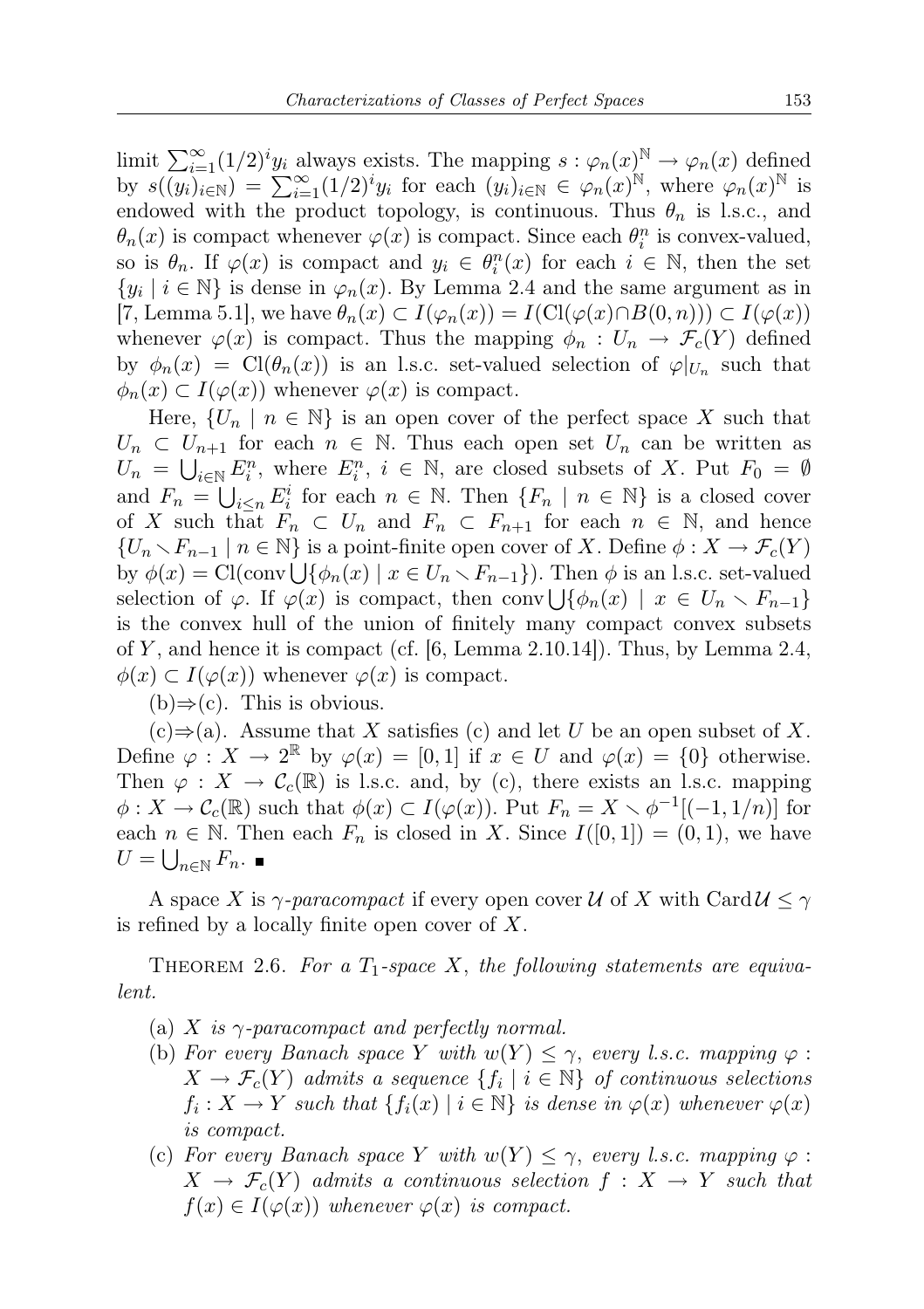limit $\sum_{i=1}^{\infty}(1/2)^i y_i$ always exists. The mapping $s : \varphi_n(x)^{\mathbb{N}} \to \varphi_n(x)$ defined by $s((y_i)_{i\in\mathbb{N}}) = \sum_{i=1}^{\infty}(1/2)^i y_i$ for each $(y_i)_{i\in\mathbb{N}} \in \varphi_n(x)^{\mathbb{N}}$, where $\varphi_n(x)^{\mathbb{N}}$ is endowed with the product topology, is continuous. Thus $\theta_n$ is l.s.c., and $\theta_n(x)$ is compact whenever $\varphi(x)$ is compact. Since each $\theta_i^n$ is convex-valued, so is $\theta_n$. If $\varphi(x)$ is compact and $y_i \in \theta_i^n(x)$ for each $i \in \mathbb{N}$, then the set $\{y_i \mid i \in \mathbb{N}\}$ is dense in $\varphi_n(x)$. By Lemma 2.4 and the same argument as in [7, Lemma 5.1], we have $\theta_n(x) \subset I(\varphi_n(x)) = I(\mathrm{Cl}(\varphi(x) \cap B(0,n))) \subset I(\varphi(x))$ whenever $\varphi(x)$ is compact. Thus the mapping $\phi_n : U_n \to \mathcal{F}_c(Y)$ defined by $\phi_n(x) = \mathrm{Cl}(\theta_n(x))$ is an l.s.c. set-valued selection of $\varphi|_{U_n}$ such that $\phi_n(x) \subset I(\varphi(x))$ whenever $\varphi(x)$ is compact.

Here, $\{U_n \mid n \in \mathbb{N}\}$ is an open cover of the perfect space $X$ such that $U_n \subset U_{n+1}$ for each $n \in \mathbb{N}$. Thus each open set $U_n$ can be written as $U_n = \bigcup_{i\in\mathbb{N}} E_i^n$, where $E_i^n$, $i \in \mathbb{N}$, are closed subsets of $X$. Put $F_0 = \emptyset$ and $F_n = \bigcup_{i\le n} E_i^i$ for each $n \in \mathbb{N}$. Then $\{F_n \mid n \in \mathbb{N}\}$ is a closed cover of $X$ such that $F_n \subset U_n$ and $F_n \subset F_{n+1}$ for each $n \in \mathbb{N}$, and hence $\{U_n \setminus F_{n-1} \mid n \in \mathbb{N}\}$ is a point-finite open cover of $X$. Define $\phi : X \to \mathcal{F}_c(Y)$ by $\phi(x) = \mathrm{Cl}(\mathrm{conv} \bigcup\{\phi_n(x) \mid x \in U_n \setminus F_{n-1}\})$. Then $\phi$ is an l.s.c. set-valued selection of $\varphi$. If $\varphi(x)$ is compact, then $\mathrm{conv} \bigcup\{\phi_n(x) \mid x \in U_n \setminus F_{n-1}\}$ is the convex hull of the union of finitely many compact convex subsets of $Y$, and hence it is compact (cf. [6, Lemma 2.10.14]). Thus, by Lemma 2.4, $\phi(x) \subset I(\varphi(x))$ whenever $\varphi(x)$ is compact.

(b)$\Rightarrow$(c). This is obvious.

(c)$\Rightarrow$(a). Assume that $X$ satisfies (c) and let $U$ be an open subset of $X$. Define $\varphi : X \to 2^{\mathbb{R}}$ by $\varphi(x) = [0,1]$ if $x \in U$ and $\varphi(x) = \{0\}$ otherwise. Then $\varphi : X \to \mathcal{C}_c(\mathbb{R})$ is l.s.c. and, by (c), there exists an l.s.c. mapping $\phi : X \to \mathcal{C}_c(\mathbb{R})$ such that $\phi(x) \subset I(\varphi(x))$. Put $F_n = X \setminus \phi^{-1}[(-1, 1/n)]$ for each $n \in \mathbb{N}$. Then each $F_n$ is closed in $X$. Since $I([0,1]) = (0,1)$, we have $U = \bigcup_{n\in\mathbb{N}} F_n$. ∎

A space $X$ is *$\gamma$-paracompact* if every open cover $\mathcal{U}$ of $X$ with $\mathrm{Card}\,\mathcal{U} \le \gamma$ is refined by a locally finite open cover of $X$.

THEOREM 2.6. *For a $T_1$-space $X$, the following statements are equivalent.*

- (a) *$X$ is $\gamma$-paracompact and perfectly normal.*
- (b) *For every Banach space $Y$ with $w(Y) \le \gamma$, every l.s.c. mapping $\varphi : X \to \mathcal{F}_c(Y)$ admits a sequence $\{f_i \mid i \in \mathbb{N}\}$ of continuous selections $f_i : X \to Y$ such that $\{f_i(x) \mid i \in \mathbb{N}\}$ is dense in $\varphi(x)$ whenever $\varphi(x)$ is compact.*
- (c) *For every Banach space $Y$ with $w(Y) \le \gamma$, every l.s.c. mapping $\varphi : X \to \mathcal{F}_c(Y)$ admits a continuous selection $f : X \to Y$ such that $f(x) \in I(\varphi(x))$ whenever $\varphi(x)$ is compact.*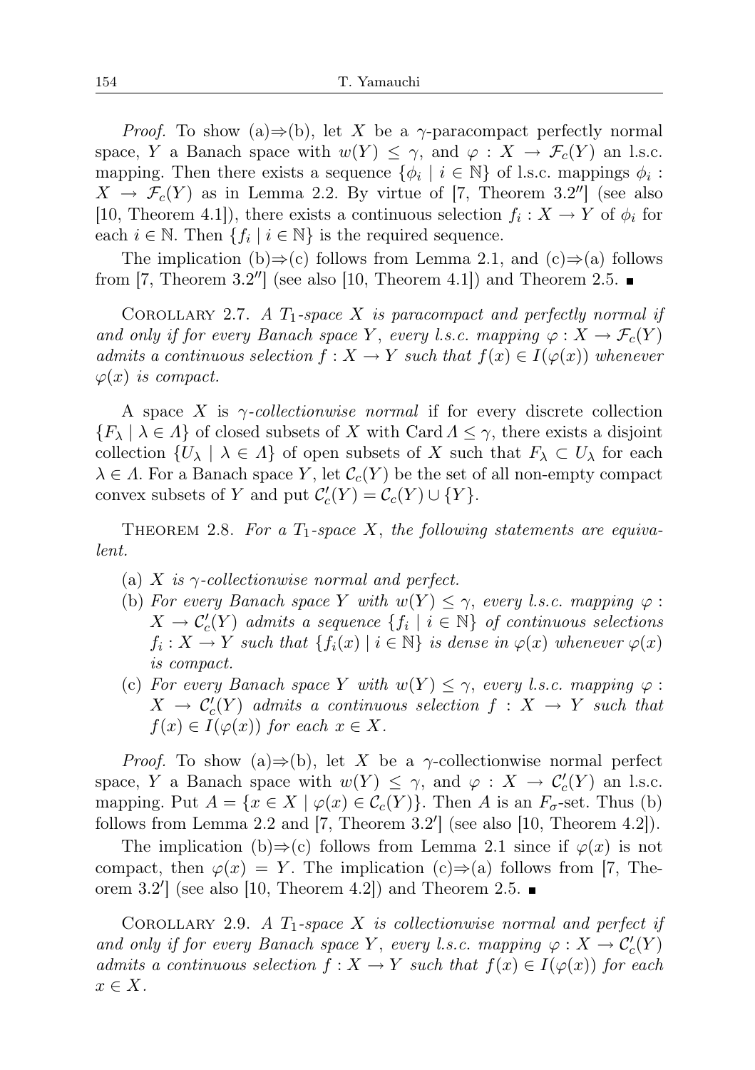*Proof.* To show (a)⇒(b), let $X$ be a $\gamma$-paracompact perfectly normal space, $Y$ a Banach space with $w(Y) \leq \gamma$, and $\varphi : X \to \mathcal{F}_c(Y)$ an l.s.c. mapping. Then there exists a sequence $\{\phi_i \mid i \in \mathbb{N}\}$ of l.s.c. mappings $\phi_i : X \to \mathcal{F}_c(Y)$ as in Lemma 2.2. By virtue of [7, Theorem 3.2″] (see also [10, Theorem 4.1]), there exists a continuous selection $f_i : X \to Y$ of $\phi_i$ for each $i \in \mathbb{N}$. Then $\{f_i \mid i \in \mathbb{N}\}$ is the required sequence.

The implication (b)⇒(c) follows from Lemma 2.1, and (c)⇒(a) follows from [7, Theorem 3.2″] (see also [10, Theorem 4.1]) and Theorem 2.5. ∎

Corollary 2.7. *A $T_1$-space $X$ is paracompact and perfectly normal if and only if for every Banach space $Y$, every l.s.c. mapping $\varphi : X \to \mathcal{F}_c(Y)$ admits a continuous selection $f : X \to Y$ such that $f(x) \in I(\varphi(x))$ whenever $\varphi(x)$ is compact.*

A space $X$ is *$\gamma$-collectionwise normal* if for every discrete collection $\{F_\lambda \mid \lambda \in \Lambda\}$ of closed subsets of $X$ with $\operatorname{Card} \Lambda \leq \gamma$, there exists a disjoint collection $\{U_\lambda \mid \lambda \in \Lambda\}$ of open subsets of $X$ such that $F_\lambda \subset U_\lambda$ for each $\lambda \in \Lambda$. For a Banach space $Y$, let $\mathcal{C}_c(Y)$ be the set of all non-empty compact convex subsets of $Y$ and put $\mathcal{C}'_c(Y) = \mathcal{C}_c(Y) \cup \{Y\}$.

Theorem 2.8. *For a $T_1$-space $X$, the following statements are equivalent.*

- (a) *$X$ is $\gamma$-collectionwise normal and perfect.*
- (b) *For every Banach space $Y$ with $w(Y) \leq \gamma$, every l.s.c. mapping $\varphi : X \to \mathcal{C}'_c(Y)$ admits a sequence $\{f_i \mid i \in \mathbb{N}\}$ of continuous selections $f_i : X \to Y$ such that $\{f_i(x) \mid i \in \mathbb{N}\}$ is dense in $\varphi(x)$ whenever $\varphi(x)$ is compact.*
- (c) *For every Banach space $Y$ with $w(Y) \leq \gamma$, every l.s.c. mapping $\varphi : X \to \mathcal{C}'_c(Y)$ admits a continuous selection $f : X \to Y$ such that $f(x) \in I(\varphi(x))$ for each $x \in X$.*

*Proof.* To show (a)⇒(b), let $X$ be a $\gamma$-collectionwise normal perfect space, $Y$ a Banach space with $w(Y) \leq \gamma$, and $\varphi : X \to \mathcal{C}'_c(Y)$ an l.s.c. mapping. Put $A = \{x \in X \mid \varphi(x) \in \mathcal{C}_c(Y)\}$. Then $A$ is an $F_\sigma$-set. Thus (b) follows from Lemma 2.2 and [7, Theorem 3.2′] (see also [10, Theorem 4.2]).

The implication (b)⇒(c) follows from Lemma 2.1 since if $\varphi(x)$ is not compact, then $\varphi(x) = Y$. The implication (c)⇒(a) follows from [7, Theorem 3.2′] (see also [10, Theorem 4.2]) and Theorem 2.5. ∎

Corollary 2.9. *A $T_1$-space $X$ is collectionwise normal and perfect if and only if for every Banach space $Y$, every l.s.c. mapping $\varphi : X \to \mathcal{C}'_c(Y)$ admits a continuous selection $f : X \to Y$ such that $f(x) \in I(\varphi(x))$ for each $x \in X$.*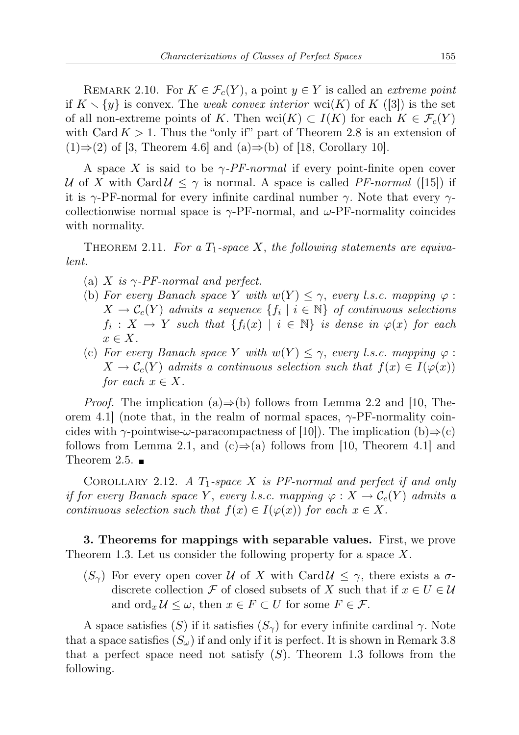REMARK 2.10. For $K \in \mathcal{F}_c(Y)$, a point $y \in Y$ is called an *extreme point* if $K \setminus \{y\}$ is convex. The *weak convex interior* $\operatorname{wci}(K)$ of $K$ ([3]) is the set of all non-extreme points of $K$. Then $\operatorname{wci}(K) \subset I(K)$ for each $K \in \mathcal{F}_c(Y)$ with $\operatorname{Card} K > 1$. Thus the "only if" part of Theorem 2.8 is an extension of $(1)\Rightarrow(2)$ of [3, Theorem 4.6] and (a)$\Rightarrow$(b) of [18, Corollary 10].

A space $X$ is said to be *$\gamma$-PF-normal* if every point-finite open cover $\mathcal{U}$ of $X$ with $\operatorname{Card}\mathcal{U} \le \gamma$ is normal. A space is called *PF-normal* ([15]) if it is $\gamma$-PF-normal for every infinite cardinal number $\gamma$. Note that every $\gamma$-collectionwise normal space is $\gamma$-PF-normal, and $\omega$-PF-normality coincides with normality.

THEOREM 2.11. *For a $T_1$-space $X$, the following statements are equivalent.*

- (a) *$X$ is $\gamma$-PF-normal and perfect.*
- (b) *For every Banach space $Y$ with $w(Y) \le \gamma$, every l.s.c. mapping $\varphi : X \to \mathcal{C}_c(Y)$ admits a sequence $\{f_i \mid i \in \mathbb{N}\}$ of continuous selections $f_i : X \to Y$ such that $\{f_i(x) \mid i \in \mathbb{N}\}$ is dense in $\varphi(x)$ for each $x \in X$.*
- (c) *For every Banach space $Y$ with $w(Y) \le \gamma$, every l.s.c. mapping $\varphi : X \to \mathcal{C}_c(Y)$ admits a continuous selection such that $f(x) \in I(\varphi(x))$ for each $x \in X$.*

*Proof.* The implication (a)$\Rightarrow$(b) follows from Lemma 2.2 and [10, Theorem 4.1] (note that, in the realm of normal spaces, $\gamma$-PF-normality coincides with $\gamma$-pointwise-$\omega$-paracompactness of [10]). The implication (b)$\Rightarrow$(c) follows from Lemma 2.1, and (c)$\Rightarrow$(a) follows from [10, Theorem 4.1] and Theorem 2.5. ∎

COROLLARY 2.12. *A $T_1$-space $X$ is PF-normal and perfect if and only if for every Banach space $Y$, every l.s.c. mapping $\varphi : X \to \mathcal{C}_c(Y)$ admits a continuous selection such that $f(x) \in I(\varphi(x))$ for each $x \in X$.*

**3. Theorems for mappings with separable values.** First, we prove Theorem 1.3. Let us consider the following property for a space $X$.

($S_\gamma$) For every open cover $\mathcal{U}$ of $X$ with $\operatorname{Card}\mathcal{U} \le \gamma$, there exists a $\sigma$-discrete collection $\mathcal{F}$ of closed subsets of $X$ such that if $x \in U \in \mathcal{U}$ and $\operatorname{ord}_x \mathcal{U} \le \omega$, then $x \in F \subset U$ for some $F \in \mathcal{F}$.

A space satisfies $(S)$ if it satisfies $(S_\gamma)$ for every infinite cardinal $\gamma$. Note that a space satisfies $(S_\omega)$ if and only if it is perfect. It is shown in Remark 3.8 that a perfect space need not satisfy $(S)$. Theorem 1.3 follows from the following.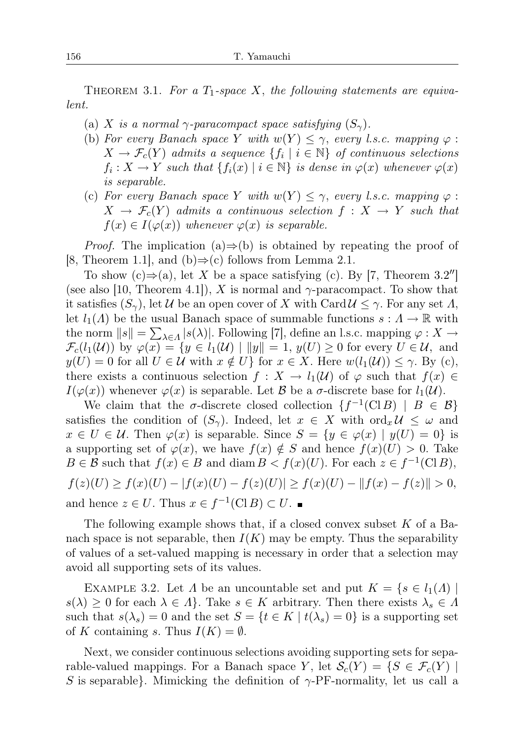THEOREM 3.1. *For a $T_1$-space $X$, the following statements are equivalent.*

(a) *$X$ is a normal $\gamma$-paracompact space satisfying $(S_\gamma)$.*
(b) *For every Banach space $Y$ with $w(Y) \le \gamma$, every l.s.c. mapping $\varphi : X \to \mathcal{F}_c(Y)$ admits a sequence $\{f_i \mid i \in \mathbb{N}\}$ of continuous selections $f_i : X \to Y$ such that $\{f_i(x) \mid i \in \mathbb{N}\}$ is dense in $\varphi(x)$ whenever $\varphi(x)$ is separable.*
(c) *For every Banach space $Y$ with $w(Y) \le \gamma$, every l.s.c. mapping $\varphi : X \to \mathcal{F}_c(Y)$ admits a continuous selection $f : X \to Y$ such that $f(x) \in I(\varphi(x))$ whenever $\varphi(x)$ is separable.*

*Proof.* The implication (a)⇒(b) is obtained by repeating the proof of [8, Theorem 1.1], and (b)⇒(c) follows from Lemma 2.1.

To show (c)⇒(a), let $X$ be a space satisfying (c). By [7, Theorem 3.2″] (see also [10, Theorem 4.1]), $X$ is normal and $\gamma$-paracompact. To show that it satisfies $(S_\gamma)$, let $\mathcal{U}$ be an open cover of $X$ with $\operatorname{Card} \mathcal{U} \le \gamma$. For any set $\Lambda$, let $l_1(\Lambda)$ be the usual Banach space of summable functions $s : \Lambda \to \mathbb{R}$ with the norm $\|s\| = \sum_{\lambda \in \Lambda} |s(\lambda)|$. Following [7], define an l.s.c. mapping $\varphi : X \to \mathcal{F}_c(l_1(\mathcal{U}))$ by $\varphi(x) = \{y \in l_1(\mathcal{U}) \mid \|y\| = 1,\, y(U) \ge 0$ for every $U \in \mathcal{U}$, and $y(U) = 0$ for all $U \in \mathcal{U}$ with $x \notin U\}$ for $x \in X$. Here $w(l_1(\mathcal{U})) \le \gamma$. By (c), there exists a continuous selection $f : X \to l_1(\mathcal{U})$ of $\varphi$ such that $f(x) \in I(\varphi(x))$ whenever $\varphi(x)$ is separable. Let $\mathcal{B}$ be a $\sigma$-discrete base for $l_1(\mathcal{U})$.

We claim that the $\sigma$-discrete closed collection $\{f^{-1}(\operatorname{Cl} B) \mid B \in \mathcal{B}\}$ satisfies the condition of $(S_\gamma)$. Indeed, let $x \in X$ with $\operatorname{ord}_x \mathcal{U} \le \omega$ and $x \in U \in \mathcal{U}$. Then $\varphi(x)$ is separable. Since $S = \{y \in \varphi(x) \mid y(U) = 0\}$ is a supporting set of $\varphi(x)$, we have $f(x) \notin S$ and hence $f(x)(U) > 0$. Take $B \in \mathcal{B}$ such that $f(x) \in B$ and $\operatorname{diam} B < f(x)(U)$. For each $z \in f^{-1}(\operatorname{Cl} B)$,

$$f(z)(U) \ge f(x)(U) - |f(x)(U) - f(z)(U)| \ge f(x)(U) - \|f(x) - f(z)\| > 0,$$

and hence $z \in U$. Thus $x \in f^{-1}(\operatorname{Cl} B) \subset U$. ∎

The following example shows that, if a closed convex subset $K$ of a Banach space is not separable, then $I(K)$ may be empty. Thus the separability of values of a set-valued mapping is necessary in order that a selection may avoid all supporting sets of its values.

EXAMPLE 3.2. Let $\Lambda$ be an uncountable set and put $K = \{s \in l_1(\Lambda) \mid s(\lambda) \ge 0$ for each $\lambda \in \Lambda\}$. Take $s \in K$ arbitrary. Then there exists $\lambda_s \in \Lambda$ such that $s(\lambda_s) = 0$ and the set $S = \{t \in K \mid t(\lambda_s) = 0\}$ is a supporting set of $K$ containing $s$. Thus $I(K) = \emptyset$.

Next, we consider continuous selections avoiding supporting sets for separable-valued mappings. For a Banach space $Y$, let $\mathcal{S}_c(Y) = \{S \in \mathcal{F}_c(Y) \mid S$ is separable$\}$. Mimicking the definition of $\gamma$-PF-normality, let us call a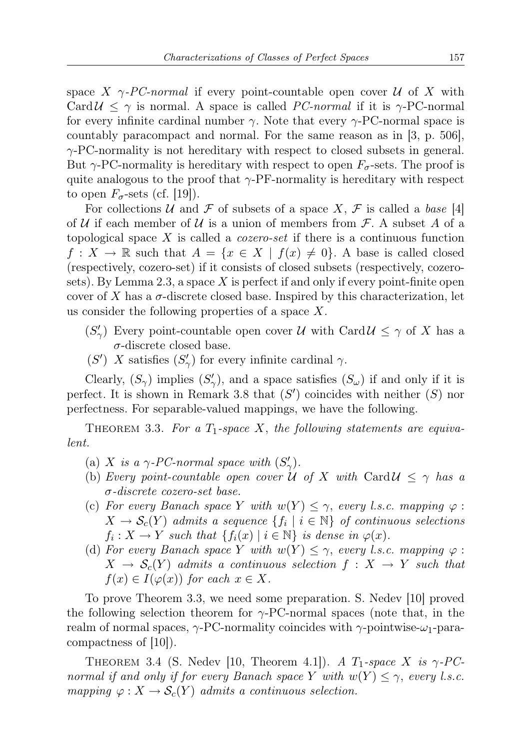space $X$ *$\gamma$-PC-normal* if every point-countable open cover $\mathcal{U}$ of $X$ with $\mathrm{Card}\,\mathcal{U} \leq \gamma$ is normal. A space is called *PC-normal* if it is $\gamma$-PC-normal for every infinite cardinal number $\gamma$. Note that every $\gamma$-PC-normal space is countably paracompact and normal. For the same reason as in [3, p. 506], $\gamma$-PC-normality is not hereditary with respect to closed subsets in general. But $\gamma$-PC-normality is hereditary with respect to open $F_\sigma$-sets. The proof is quite analogous to the proof that $\gamma$-PF-normality is hereditary with respect to open $F_\sigma$-sets (cf. [19]).

For collections $\mathcal{U}$ and $\mathcal{F}$ of subsets of a space $X$, $\mathcal{F}$ is called a *base* [4] of $\mathcal{U}$ if each member of $\mathcal{U}$ is a union of members from $\mathcal{F}$. A subset $A$ of a topological space $X$ is called a *cozero-set* if there is a continuous function $f : X \to \mathbb{R}$ such that $A = \{x \in X \mid f(x) \neq 0\}$. A base is called closed (respectively, cozero-set) if it consists of closed subsets (respectively, cozero-sets). By Lemma 2.3, a space $X$ is perfect if and only if every point-finite open cover of $X$ has a $\sigma$-discrete closed base. Inspired by this characterization, let us consider the following properties of a space $X$.

- $(S'_\gamma)$ Every point-countable open cover $\mathcal{U}$ with $\mathrm{Card}\,\mathcal{U} \leq \gamma$ of $X$ has a $\sigma$-discrete closed base.
- $(S')$ $X$ satisfies $(S'_\gamma)$ for every infinite cardinal $\gamma$.

Clearly, $(S_\gamma)$ implies $(S'_\gamma)$, and a space satisfies $(S_\omega)$ if and only if it is perfect. It is shown in Remark 3.8 that $(S')$ coincides with neither $(S)$ nor perfectness. For separable-valued mappings, we have the following.

THEOREM 3.3. *For a $T_1$-space $X$, the following statements are equivalent.*

- (a) *$X$ is a $\gamma$-PC-normal space with $(S'_\gamma)$.*
- (b) *Every point-countable open cover $\mathcal{U}$ of $X$ with $\mathrm{Card}\,\mathcal{U} \leq \gamma$ has a $\sigma$-discrete cozero-set base.*
- (c) *For every Banach space $Y$ with $w(Y) \leq \gamma$, every l.s.c. mapping $\varphi : X \to \mathcal{S}_c(Y)$ admits a sequence $\{f_i \mid i \in \mathbb{N}\}$ of continuous selections $f_i : X \to Y$ such that $\{f_i(x) \mid i \in \mathbb{N}\}$ is dense in $\varphi(x)$.*
- (d) *For every Banach space $Y$ with $w(Y) \leq \gamma$, every l.s.c. mapping $\varphi : X \to \mathcal{S}_c(Y)$ admits a continuous selection $f : X \to Y$ such that $f(x) \in I(\varphi(x))$ for each $x \in X$.*

To prove Theorem 3.3, we need some preparation. S. Nedev [10] proved the following selection theorem for $\gamma$-PC-normal spaces (note that, in the realm of normal spaces, $\gamma$-PC-normality coincides with $\gamma$-pointwise-$\omega_1$-paracompactness of [10]).

THEOREM 3.4 (S. Nedev [10, Theorem 4.1]). *A $T_1$-space $X$ is $\gamma$-PC-normal if and only if for every Banach space $Y$ with $w(Y) \leq \gamma$, every l.s.c. mapping $\varphi : X \to \mathcal{S}_c(Y)$ admits a continuous selection.*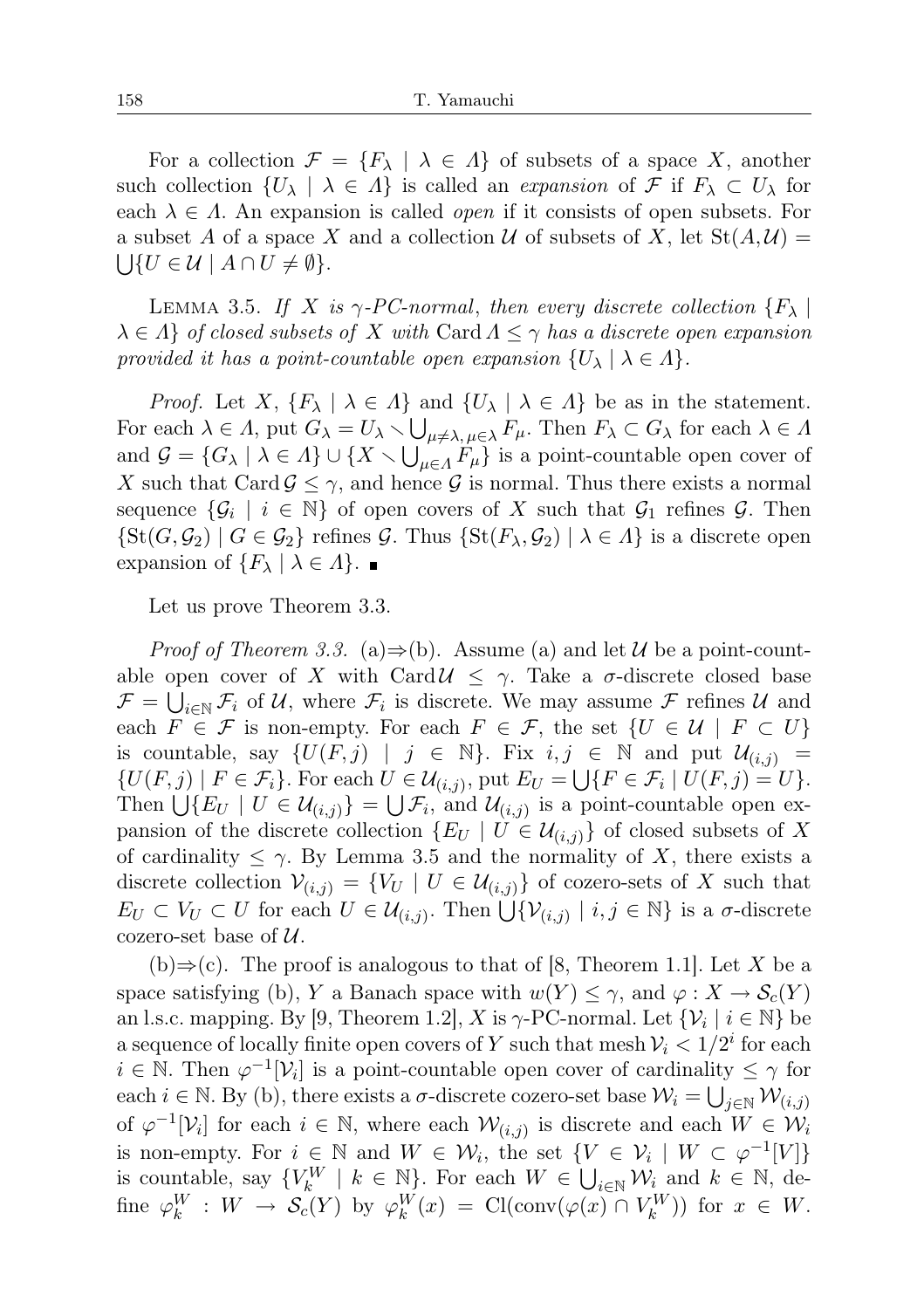For a collection $\mathcal{F} = \{F_\lambda \mid \lambda \in \Lambda\}$ of subsets of a space $X$, another such collection $\{U_\lambda \mid \lambda \in \Lambda\}$ is called an *expansion* of $\mathcal{F}$ if $F_\lambda \subset U_\lambda$ for each $\lambda \in \Lambda$. An expansion is called *open* if it consists of open subsets. For a subset $A$ of a space $X$ and a collection $\mathcal{U}$ of subsets of $X$, let $\mathrm{St}(A, \mathcal{U}) = \bigcup\{U \in \mathcal{U} \mid A \cap U \neq \emptyset\}$.

LEMMA 3.5. *If $X$ is $\gamma$-PC-normal, then every discrete collection $\{F_\lambda \mid \lambda \in \Lambda\}$ of closed subsets of $X$ with $\mathrm{Card}\,\Lambda \leq \gamma$ has a discrete open expansion provided it has a point-countable open expansion $\{U_\lambda \mid \lambda \in \Lambda\}$.*

*Proof.* Let $X$, $\{F_\lambda \mid \lambda \in \Lambda\}$ and $\{U_\lambda \mid \lambda \in \Lambda\}$ be as in the statement. For each $\lambda \in \Lambda$, put $G_\lambda = U_\lambda \setminus \bigcup_{\mu \neq \lambda, \mu \in \lambda} F_\mu$. Then $F_\lambda \subset G_\lambda$ for each $\lambda \in \Lambda$ and $\mathcal{G} = \{G_\lambda \mid \lambda \in \Lambda\} \cup \{X \setminus \bigcup_{\mu \in \Lambda} F_\mu\}$ is a point-countable open cover of $X$ such that $\mathrm{Card}\,\mathcal{G} \leq \gamma$, and hence $\mathcal{G}$ is normal. Thus there exists a normal sequence $\{\mathcal{G}_i \mid i \in \mathbb{N}\}$ of open covers of $X$ such that $\mathcal{G}_1$ refines $\mathcal{G}$. Then $\{\mathrm{St}(G, \mathcal{G}_2) \mid G \in \mathcal{G}_2\}$ refines $\mathcal{G}$. Thus $\{\mathrm{St}(F_\lambda, \mathcal{G}_2) \mid \lambda \in \Lambda\}$ is a discrete open expansion of $\{F_\lambda \mid \lambda \in \Lambda\}$. ∎

Let us prove Theorem 3.3.

*Proof of Theorem 3.3.* (a)⇒(b). Assume (a) and let $\mathcal{U}$ be a point-countable open cover of $X$ with $\mathrm{Card}\,\mathcal{U} \leq \gamma$. Take a $\sigma$-discrete closed base $\mathcal{F} = \bigcup_{i \in \mathbb{N}} \mathcal{F}_i$ of $\mathcal{U}$, where $\mathcal{F}_i$ is discrete. We may assume $\mathcal{F}$ refines $\mathcal{U}$ and each $F \in \mathcal{F}$ is non-empty. For each $F \in \mathcal{F}$, the set $\{U \in \mathcal{U} \mid F \subset U\}$ is countable, say $\{U(F, j) \mid j \in \mathbb{N}\}$. Fix $i, j \in \mathbb{N}$ and put $\mathcal{U}_{(i,j)} = \{U(F, j) \mid F \in \mathcal{F}_i\}$. For each $U \in \mathcal{U}_{(i,j)}$, put $E_U = \bigcup\{F \in \mathcal{F}_i \mid U(F, j) = U\}$. Then $\bigcup\{E_U \mid U \in \mathcal{U}_{(i,j)}\} = \bigcup \mathcal{F}_i$, and $\mathcal{U}_{(i,j)}$ is a point-countable open expansion of the discrete collection $\{E_U \mid U \in \mathcal{U}_{(i,j)}\}$ of closed subsets of $X$ of cardinality $\leq \gamma$. By Lemma 3.5 and the normality of $X$, there exists a discrete collection $\mathcal{V}_{(i,j)} = \{V_U \mid U \in \mathcal{U}_{(i,j)}\}$ of cozero-sets of $X$ such that $E_U \subset V_U \subset U$ for each $U \in \mathcal{U}_{(i,j)}$. Then $\bigcup\{\mathcal{V}_{(i,j)} \mid i, j \in \mathbb{N}\}$ is a $\sigma$-discrete cozero-set base of $\mathcal{U}$.

(b)⇒(c). The proof is analogous to that of [8, Theorem 1.1]. Let $X$ be a space satisfying (b), $Y$ a Banach space with $w(Y) \leq \gamma$, and $\varphi : X \to \mathcal{S}_c(Y)$ an l.s.c. mapping. By [9, Theorem 1.2], $X$ is $\gamma$-PC-normal. Let $\{\mathcal{V}_i \mid i \in \mathbb{N}\}$ be a sequence of locally finite open covers of $Y$ such that $\mathrm{mesh}\,\mathcal{V}_i < 1/2^i$ for each $i \in \mathbb{N}$. Then $\varphi^{-1}[\mathcal{V}_i]$ is a point-countable open cover of cardinality $\leq \gamma$ for each $i \in \mathbb{N}$. By (b), there exists a $\sigma$-discrete cozero-set base $\mathcal{W}_i = \bigcup_{j \in \mathbb{N}} \mathcal{W}_{(i,j)}$ of $\varphi^{-1}[\mathcal{V}_i]$ for each $i \in \mathbb{N}$, where each $\mathcal{W}_{(i,j)}$ is discrete and each $W \in \mathcal{W}_i$ is non-empty. For $i \in \mathbb{N}$ and $W \in \mathcal{W}_i$, the set $\{V \in \mathcal{V}_i \mid W \subset \varphi^{-1}[V]\}$ is countable, say $\{V_k^W \mid k \in \mathbb{N}\}$. For each $W \in \bigcup_{i \in \mathbb{N}} \mathcal{W}_i$ and $k \in \mathbb{N}$, define $\varphi_k^W : W \to \mathcal{S}_c(Y)$ by $\varphi_k^W(x) = \mathrm{Cl}(\mathrm{conv}(\varphi(x) \cap V_k^W))$ for $x \in W$.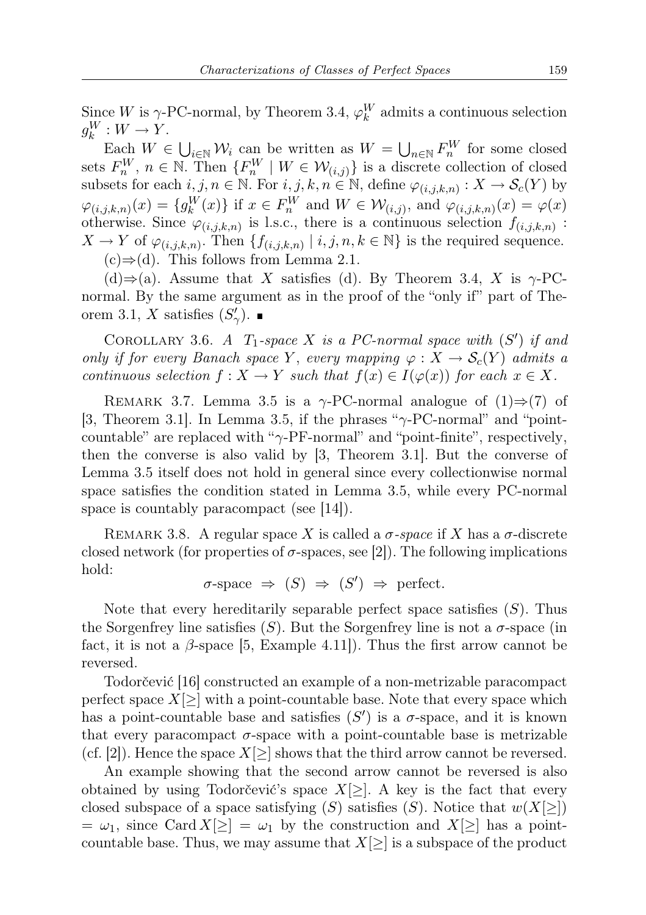Since $W$ is $\gamma$-PC-normal, by Theorem 3.4, $\varphi_k^W$ admits a continuous selection $g_k^W : W \to Y$.

Each $W \in \bigcup_{i\in\mathbb{N}} \mathcal{W}_i$ can be written as $W = \bigcup_{n\in\mathbb{N}} F_n^W$ for some closed sets $F_n^W$, $n \in \mathbb{N}$. Then $\{F_n^W \mid W \in \mathcal{W}_{(i,j)}\}$ is a discrete collection of closed subsets for each $i, j, n \in \mathbb{N}$. For $i, j, k, n \in \mathbb{N}$, define $\varphi_{(i,j,k,n)} : X \to \mathcal{S}_c(Y)$ by $\varphi_{(i,j,k,n)}(x) = \{g_k^W(x)\}$ if $x \in F_n^W$ and $W \in \mathcal{W}_{(i,j)}$, and $\varphi_{(i,j,k,n)}(x) = \varphi(x)$ otherwise. Since $\varphi_{(i,j,k,n)}$ is l.s.c., there is a continuous selection $f_{(i,j,k,n)} : X \to Y$ of $\varphi_{(i,j,k,n)}$. Then $\{f_{(i,j,k,n)} \mid i, j, n, k \in \mathbb{N}\}$ is the required sequence.

(c)$\Rightarrow$(d). This follows from Lemma 2.1.

(d)$\Rightarrow$(a). Assume that $X$ satisfies (d). By Theorem 3.4, $X$ is $\gamma$-PC-normal. By the same argument as in the proof of the "only if" part of Theorem 3.1, $X$ satisfies $(S'_\gamma)$. ∎

Corollary 3.6. *A $T_1$-space $X$ is a PC-normal space with $(S')$ if and only if for every Banach space $Y$, every mapping $\varphi : X \to \mathcal{S}_c(Y)$ admits a continuous selection $f : X \to Y$ such that $f(x) \in I(\varphi(x))$ for each $x \in X$.*

Remark 3.7. Lemma 3.5 is a $\gamma$-PC-normal analogue of (1)$\Rightarrow$(7) of [3, Theorem 3.1]. In Lemma 3.5, if the phrases "$\gamma$-PC-normal" and "point-countable" are replaced with "$\gamma$-PF-normal" and "point-finite", respectively, then the converse is also valid by [3, Theorem 3.1]. But the converse of Lemma 3.5 itself does not hold in general since every collectionwise normal space satisfies the condition stated in Lemma 3.5, while every PC-normal space is countably paracompact (see [14]).

Remark 3.8. A regular space $X$ is called a *$\sigma$-space* if $X$ has a $\sigma$-discrete closed network (for properties of $\sigma$-spaces, see [2]). The following implications hold:

$$\sigma\text{-space} \;\Rightarrow\; (S) \;\Rightarrow\; (S') \;\Rightarrow\; \text{perfect}.$$

Note that every hereditarily separable perfect space satisfies $(S)$. Thus the Sorgenfrey line satisfies $(S)$. But the Sorgenfrey line is not a $\sigma$-space (in fact, it is not a $\beta$-space [5, Example 4.11]). Thus the first arrow cannot be reversed.

Todorčević [16] constructed an example of a non-metrizable paracompact perfect space $X[\geq]$ with a point-countable base. Note that every space which has a point-countable base and satisfies $(S')$ is a $\sigma$-space, and it is known that every paracompact $\sigma$-space with a point-countable base is metrizable (cf. [2]). Hence the space $X[\geq]$ shows that the third arrow cannot be reversed.

An example showing that the second arrow cannot be reversed is also obtained by using Todorčević's space $X[\geq]$. A key is the fact that every closed subspace of a space satisfying $(S)$ satisfies $(S)$. Notice that $w(X[\geq]) = \omega_1$, since $\operatorname{Card} X[\geq] = \omega_1$ by the construction and $X[\geq]$ has a point-countable base. Thus, we may assume that $X[\geq]$ is a subspace of the product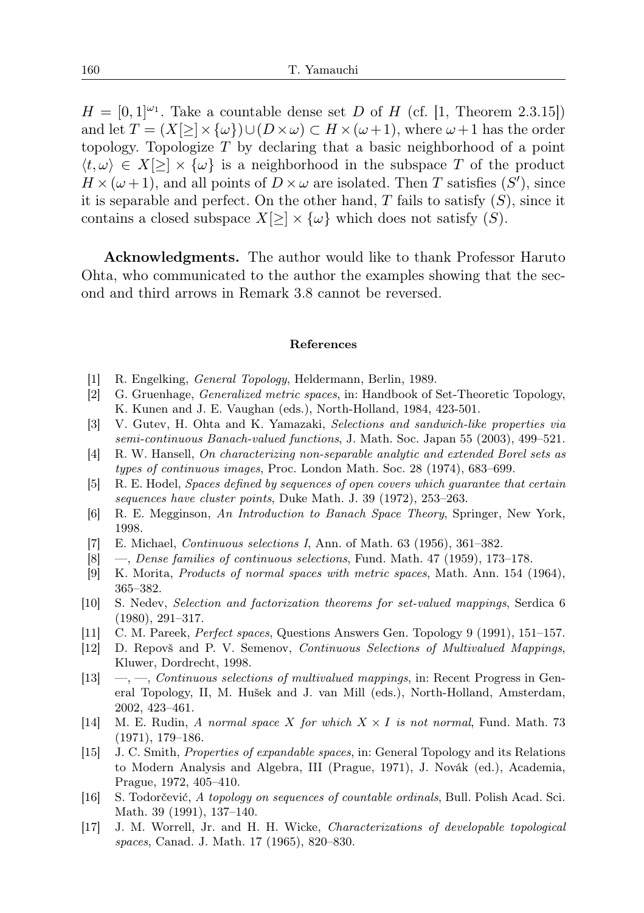$H = [0,1]^{\omega_1}$. Take a countable dense set $D$ of $H$ (cf. [1, Theorem 2.3.15]) and let $T = (X[\geq] \times \{\omega\}) \cup (D \times \omega) \subset H \times (\omega+1)$, where $\omega+1$ has the order topology. Topologize $T$ by declaring that a basic neighborhood of a point $\langle t, \omega\rangle \in X[\geq] \times \{\omega\}$ is a neighborhood in the subspace $T$ of the product $H \times (\omega+1)$, and all points of $D \times \omega$ are isolated. Then $T$ satisfies $(S')$, since it is separable and perfect. On the other hand, $T$ fails to satisfy $(S)$, since it contains a closed subspace $X[\geq] \times \{\omega\}$ which does not satisfy $(S)$.

**Acknowledgments.** The author would like to thank Professor Haruto Ohta, who communicated to the author the examples showing that the second and third arrows in Remark 3.8 cannot be reversed.

#### References

[1] R. Engelking, *General Topology*, Heldermann, Berlin, 1989.

[2] G. Gruenhage, *Generalized metric spaces*, in: Handbook of Set-Theoretic Topology, K. Kunen and J. E. Vaughan (eds.), North-Holland, 1984, 423-501.

[3] V. Gutev, H. Ohta and K. Yamazaki, *Selections and sandwich-like properties via semi-continuous Banach-valued functions*, J. Math. Soc. Japan 55 (2003), 499–521.

[4] R. W. Hansell, *On characterizing non-separable analytic and extended Borel sets as types of continuous images*, Proc. London Math. Soc. 28 (1974), 683–699.

[5] R. E. Hodel, *Spaces defined by sequences of open covers which guarantee that certain sequences have cluster points*, Duke Math. J. 39 (1972), 253–263.

[6] R. E. Megginson, *An Introduction to Banach Space Theory*, Springer, New York, 1998.

[7] E. Michael, *Continuous selections I*, Ann. of Math. 63 (1956), 361–382.

[8] —, *Dense families of continuous selections*, Fund. Math. 47 (1959), 173–178.

[9] K. Morita, *Products of normal spaces with metric spaces*, Math. Ann. 154 (1964), 365–382.

[10] S. Nedev, *Selection and factorization theorems for set-valued mappings*, Serdica 6 (1980), 291–317.

[11] C. M. Pareek, *Perfect spaces*, Questions Answers Gen. Topology 9 (1991), 151–157.

[12] D. Repovš and P. V. Semenov, *Continuous Selections of Multivalued Mappings*, Kluwer, Dordrecht, 1998.

[13] —, —, *Continuous selections of multivalued mappings*, in: Recent Progress in General Topology, II, M. Hušek and J. van Mill (eds.), North-Holland, Amsterdam, 2002, 423–461.

[14] M. E. Rudin, *A normal space $X$ for which $X \times I$ is not normal*, Fund. Math. 73 (1971), 179–186.

[15] J. C. Smith, *Properties of expandable spaces*, in: General Topology and its Relations to Modern Analysis and Algebra, III (Prague, 1971), J. Novák (ed.), Academia, Prague, 1972, 405–410.

[16] S. Todorčević, *A topology on sequences of countable ordinals*, Bull. Polish Acad. Sci. Math. 39 (1991), 137–140.

[17] J. M. Worrell, Jr. and H. H. Wicke, *Characterizations of developable topological spaces*, Canad. J. Math. 17 (1965), 820–830.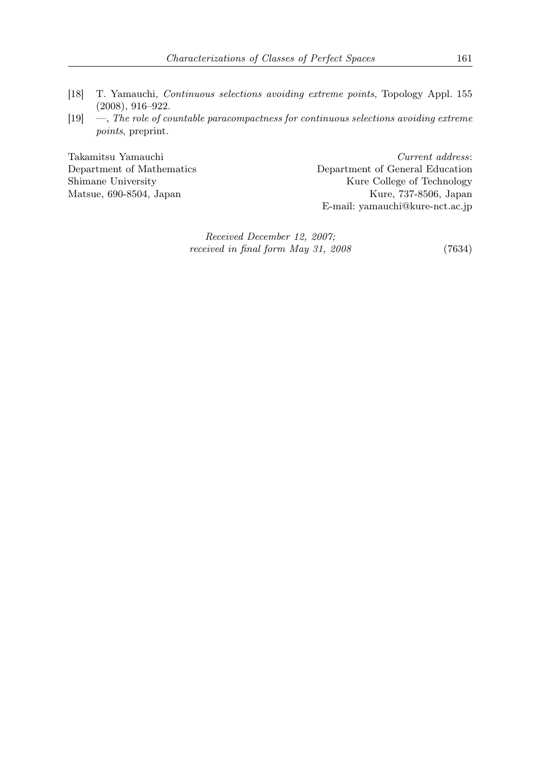[18] T. Yamauchi, *Continuous selections avoiding extreme points*, Topology Appl. 155 (2008), 916–922.

[19] —, *The role of countable paracompactness for continuous selections avoiding extreme points*, preprint.

Takamitsu Yamauchi
Department of Mathematics
Shimane University
Matsue, 690-8504, Japan

*Current address*:
Department of General Education
Kure College of Technology
Kure, 737-8506, Japan
E-mail: yamauchi@kure-nct.ac.jp

*Received December 12, 2007;*
*received in final form May 31, 2008* (7634)